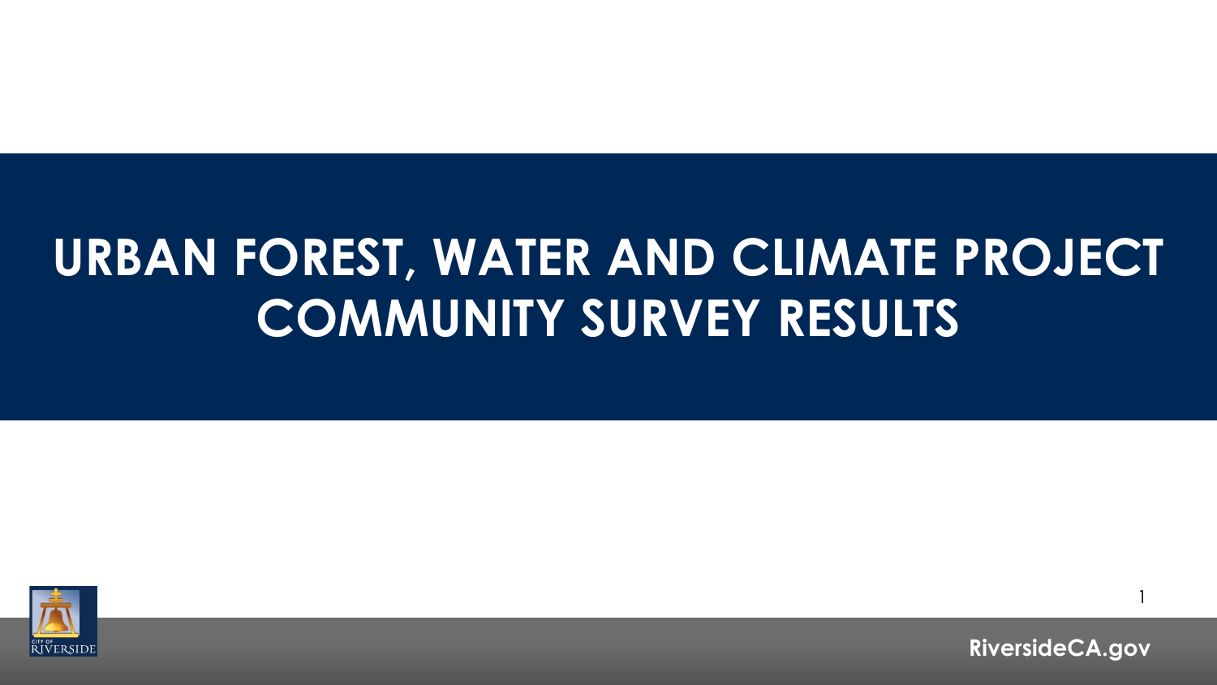# URBAN FOREST, WATER AND CLIMATE PROJECT COMMUNITY SURVEY RESULTS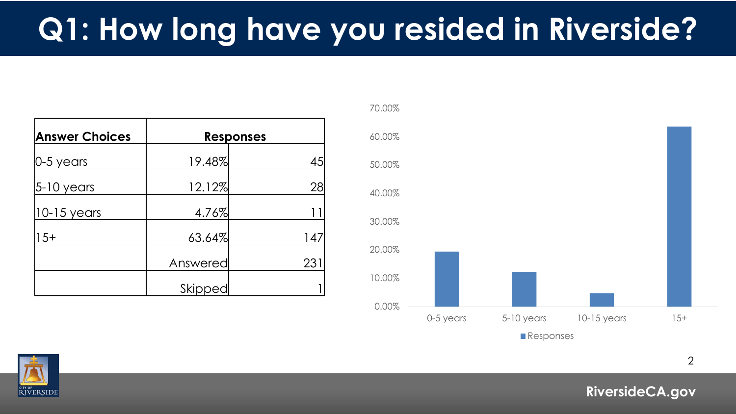# Q1: How long have you resided in Riverside?

| Answer Choices | Responses | |
|---|---|---|
| 0-5 years | 19.48% | 45 |
| 5-10 years | 12.12% | 28 |
| 10-15 years | 4.76% | 11 |
| 15+ | 63.64% | 147 |
| | Answered | 231 |
| | Skipped | 1 |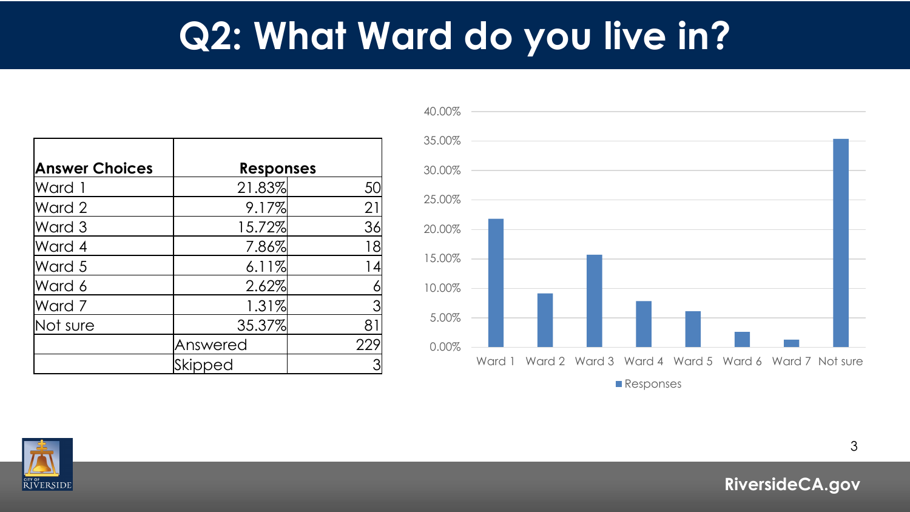# Q2: What Ward do you live in?

| Answer Choices | Responses | |
|---|---|---|
| Ward 1 | 21.83% | 50 |
| Ward 2 | 9.17% | 21 |
| Ward 3 | 15.72% | 36 |
| Ward 4 | 7.86% | 18 |
| Ward 5 | 6.11% | 14 |
| Ward 6 | 2.62% | 6 |
| Ward 7 | 1.31% | 3 |
| Not sure | 35.37% | 81 |
| | Answered | 229 |
| | Skipped | 3 |

RiversideCA.gov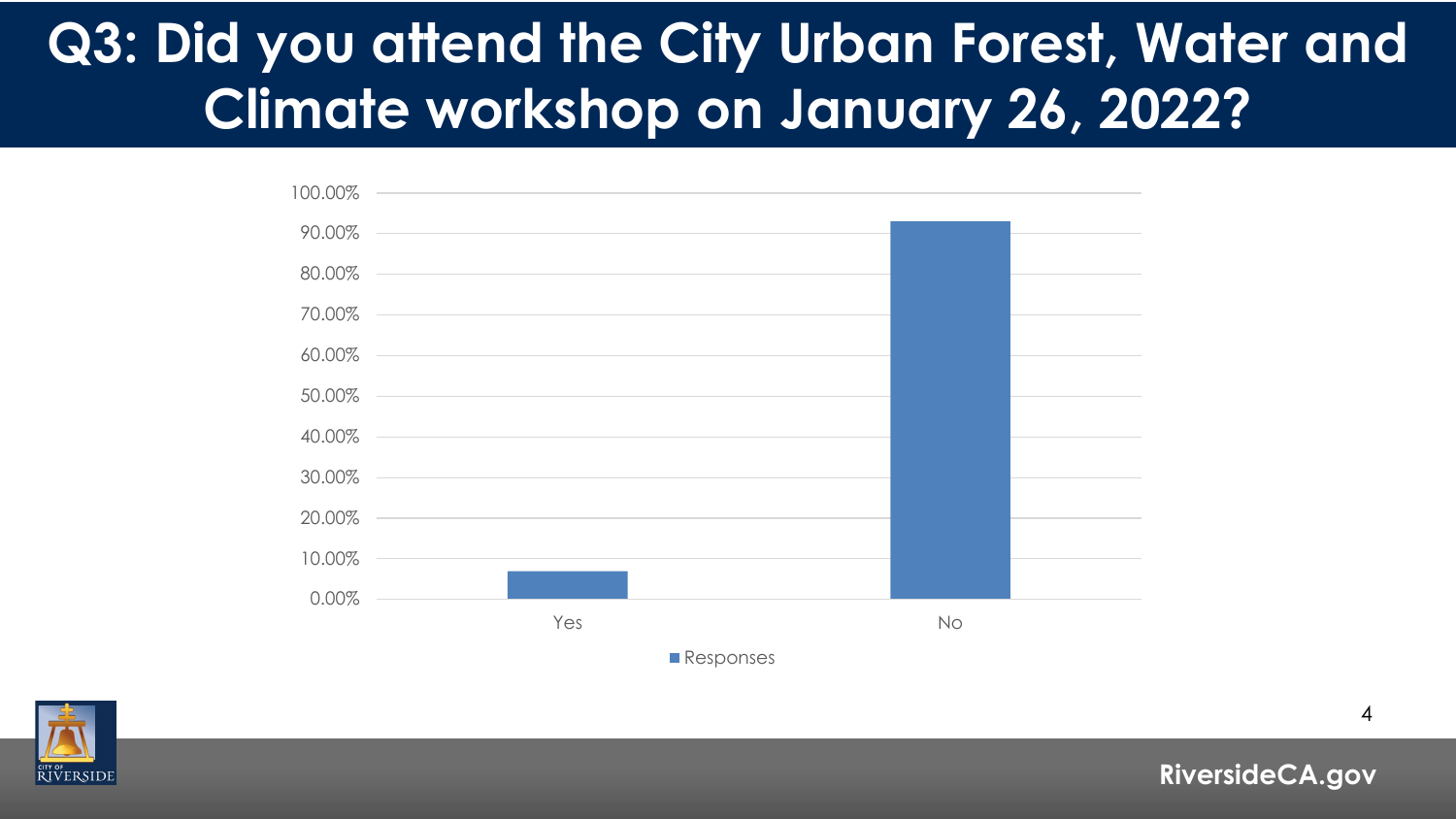# Q3: Did you attend the City Urban Forest, Water and Climate workshop on January 26, 2022?

| | Responses |
|---|---|
| Yes | ~7% |
| No | ~93% |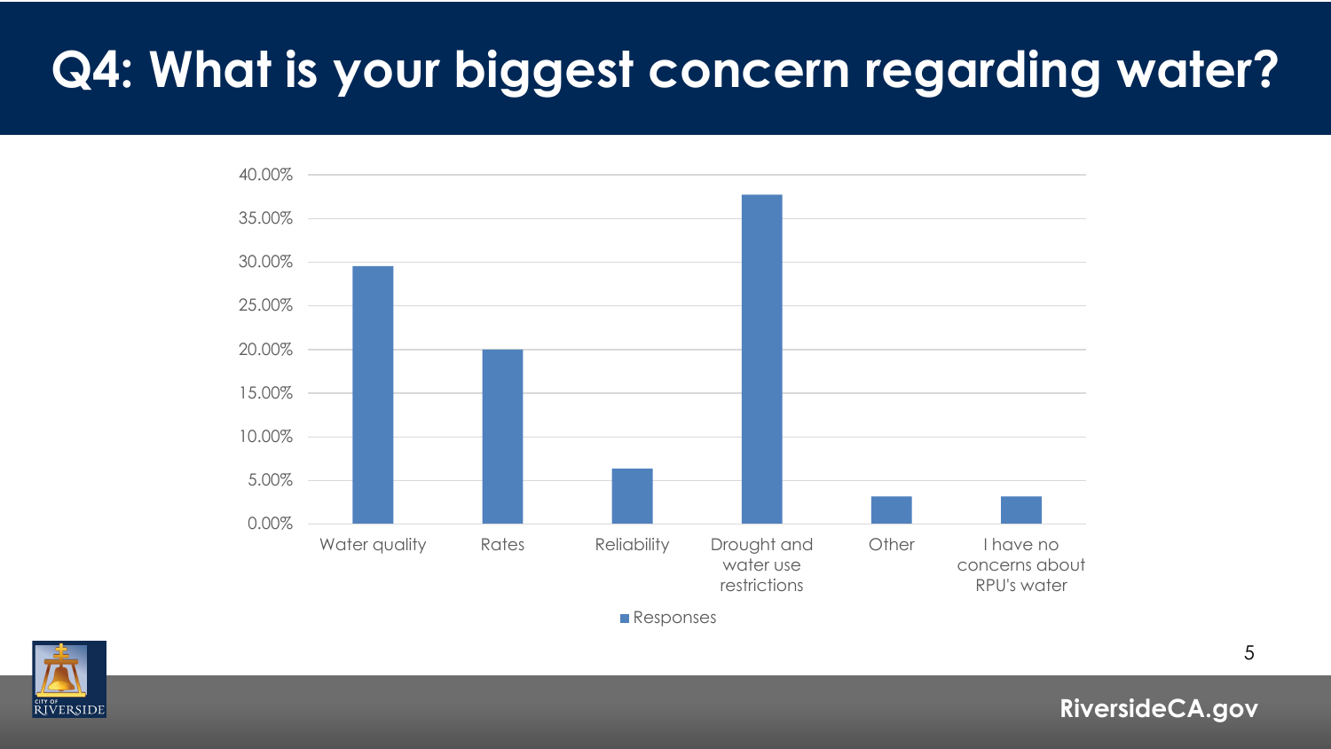# Q4: What is your biggest concern regarding water?

| | Responses |
|---|---|
| Water quality | ~29.5% |
| Rates | ~20% |
| Reliability | ~6.3% |
| Drought and water use restrictions | ~37.8% |
| Other | ~3.2% |
| I have no concerns about RPU's water | ~3.2% |

RiversideCA.gov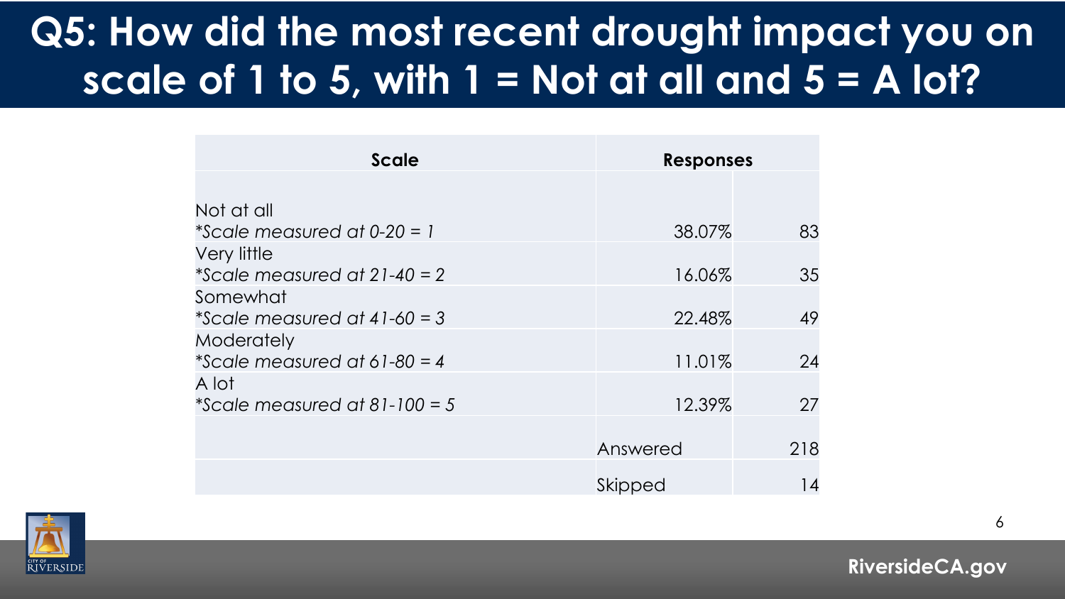# Q5: How did the most recent drought impact you on scale of 1 to 5, with 1 = Not at all and 5 = A lot?

| Scale | Responses | |
|---|---|---|
| Not at all<br>*Scale measured at 0-20 = 1* | 38.07% | 83 |
| Very little<br>*Scale measured at 21-40 = 2* | 16.06% | 35 |
| Somewhat<br>*Scale measured at 41-60 = 3* | 22.48% | 49 |
| Moderately<br>*Scale measured at 61-80 = 4* | 11.01% | 24 |
| A lot<br>*Scale measured at 81-100 = 5* | 12.39% | 27 |
| | Answered | 218 |
| | Skipped | 14 |

RiversideCA.gov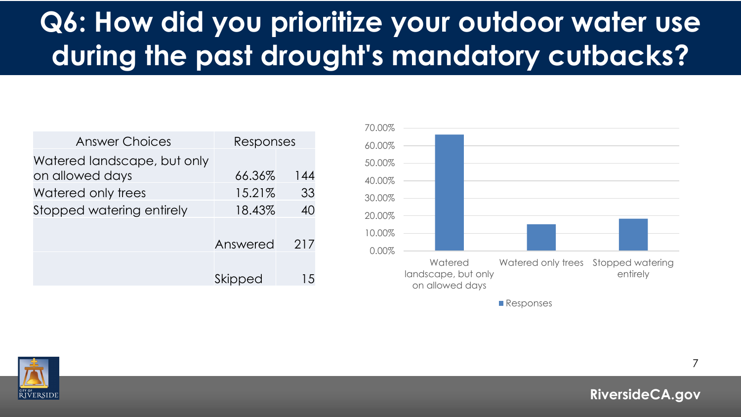# Q6: How did you prioritize your outdoor water use during the past drought's mandatory cutbacks?

| Answer Choices | Responses | |
|---|---|---|
| Watered landscape, but only on allowed days | 66.36% | 144 |
| Watered only trees | 15.21% | 33 |
| Stopped watering entirely | 18.43% | 40 |
| | Answered | 217 |
| | Skipped | 15 |

| Answer Choices | Responses |
|---|---|
| Watered landscape, but only on allowed days | 66.36% |
| Watered only trees | 15.21% |
| Stopped watering entirely | 18.43% |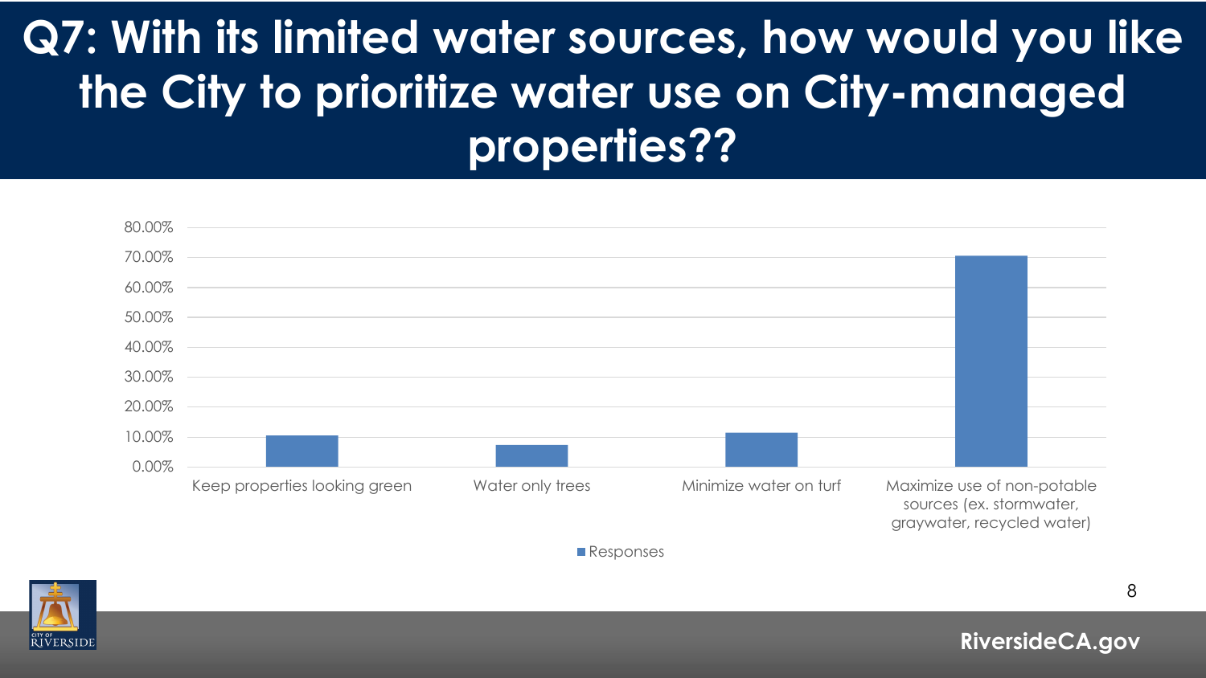# Q7: With its limited water sources, how would you like the City to prioritize water use on City-managed properties??

80.00%
70.00%
60.00%
50.00%
40.00%
30.00%
20.00%
10.00%
0.00%

Keep properties looking green

Water only trees

Minimize water on turf

Maximize use of non-potable sources (ex. stormwater, graywater, recycled water)

Responses

RiversideCA.gov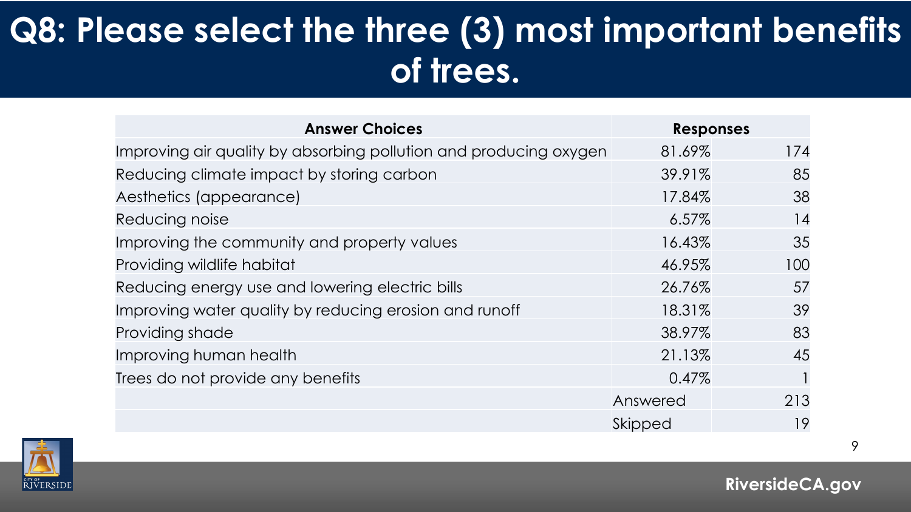# Q8: Please select the three (3) most important benefits of trees.

| Answer Choices | Responses | |
|---|---|---|
| Improving air quality by absorbing pollution and producing oxygen | 81.69% | 174 |
| Reducing climate impact by storing carbon | 39.91% | 85 |
| Aesthetics (appearance) | 17.84% | 38 |
| Reducing noise | 6.57% | 14 |
| Improving the community and property values | 16.43% | 35 |
| Providing wildlife habitat | 46.95% | 100 |
| Reducing energy use and lowering electric bills | 26.76% | 57 |
| Improving water quality by reducing erosion and runoff | 18.31% | 39 |
| Providing shade | 38.97% | 83 |
| Improving human health | 21.13% | 45 |
| Trees do not provide any benefits | 0.47% | 1 |
| | Answered | 213 |
| | Skipped | 19 |

RiversideCA.gov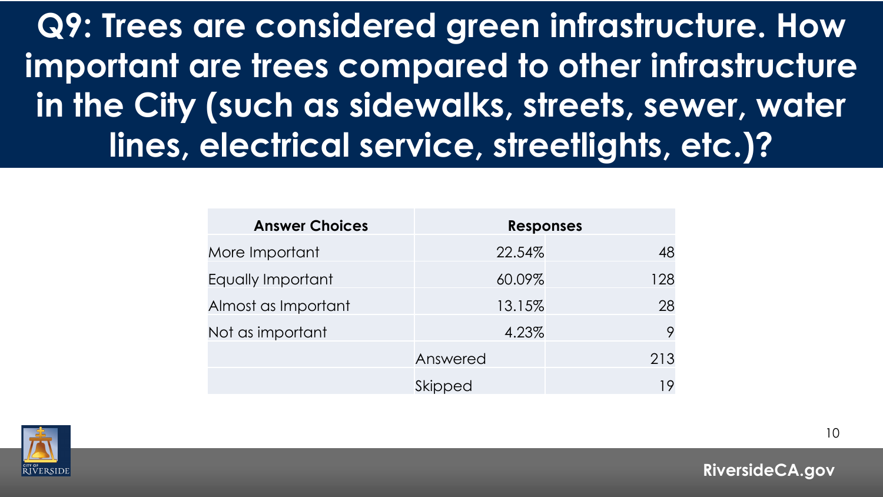# Q9: Trees are considered green infrastructure. How important are trees compared to other infrastructure in the City (such as sidewalks, streets, sewer, water lines, electrical service, streetlights, etc.)?

| Answer Choices | Responses | |
|---|---|---|
| More Important | 22.54% | 48 |
| Equally Important | 60.09% | 128 |
| Almost as Important | 13.15% | 28 |
| Not as important | 4.23% | 9 |
| | Answered | 213 |
| | Skipped | 19 |

RiversideCA.gov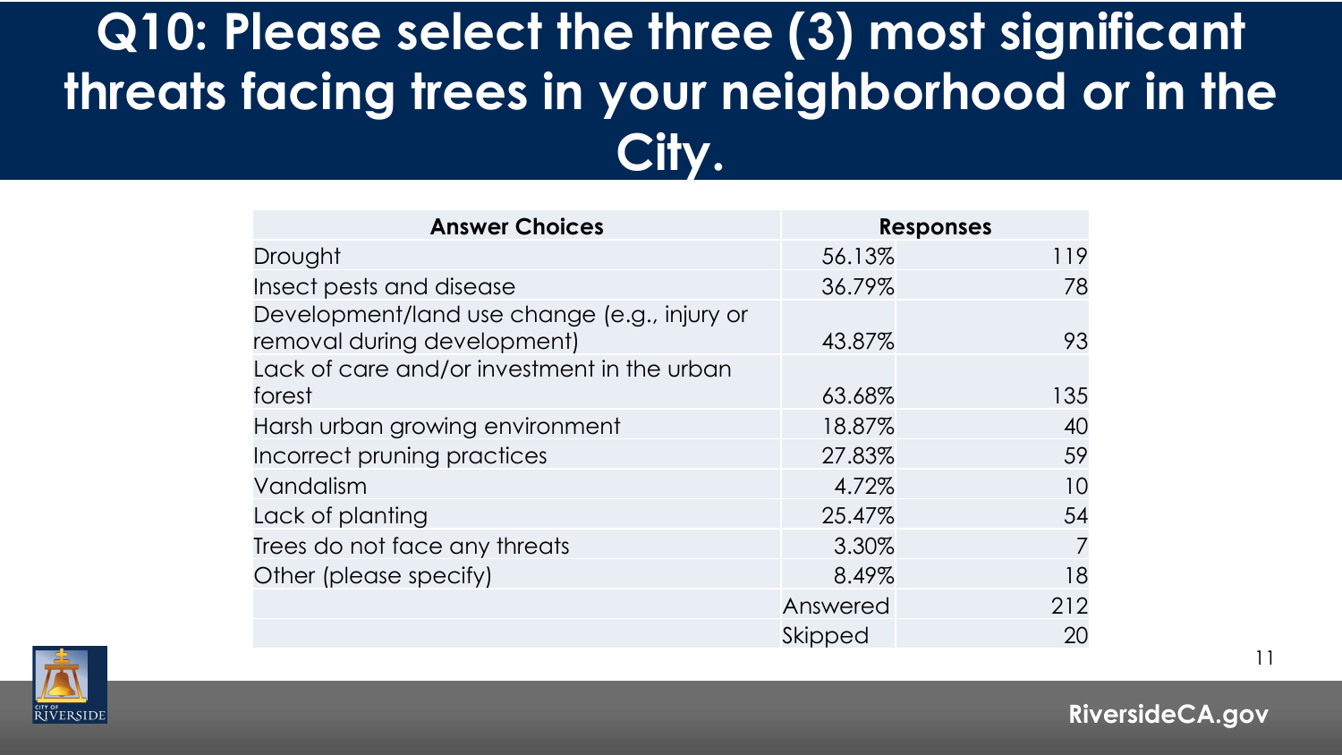# Q10: Please select the three (3) most significant threats facing trees in your neighborhood or in the City.

| Answer Choices | Responses | |
|---|---|---|
| Drought | 56.13% | 119 |
| Insect pests and disease | 36.79% | 78 |
| Development/land use change (e.g., injury or removal during development) | 43.87% | 93 |
| Lack of care and/or investment in the urban forest | 63.68% | 135 |
| Harsh urban growing environment | 18.87% | 40 |
| Incorrect pruning practices | 27.83% | 59 |
| Vandalism | 4.72% | 10 |
| Lack of planting | 25.47% | 54 |
| Trees do not face any threats | 3.30% | 7 |
| Other (please specify) | 8.49% | 18 |
| | Answered | 212 |
| | Skipped | 20 |

RiversideCA.gov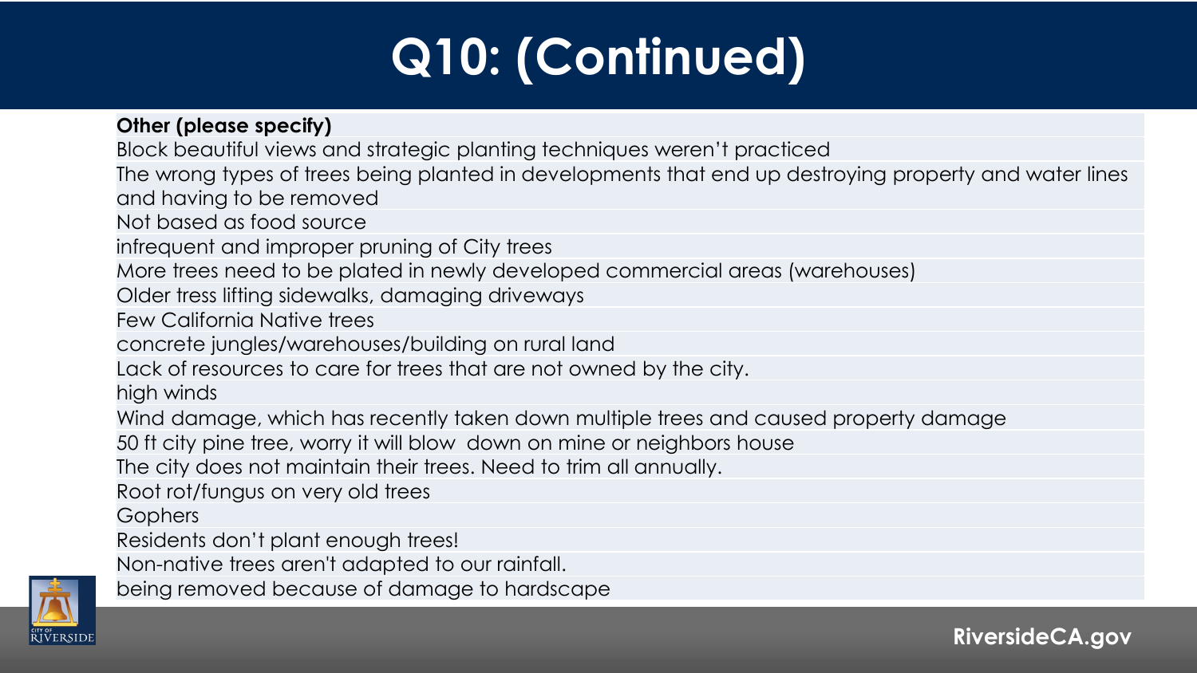# Q10: (Continued)

| Other (please specify) |
|---|
| Block beautiful views and strategic planting techniques weren't practiced |
| The wrong types of trees being planted in developments that end up destroying property and water lines and having to be removed |
| Not based as food source |
| infrequent and improper pruning of City trees |
| More trees need to be plated in newly developed commercial areas (warehouses) |
| Older tress lifting sidewalks, damaging driveways |
| Few California Native trees |
| concrete jungles/warehouses/building on rural land |
| Lack of resources to care for trees that are not owned by the city. |
| high winds |
| Wind damage, which has recently taken down multiple trees and caused property damage |
| 50 ft city pine tree, worry it will blow down on mine or neighbors house |
| The city does not maintain their trees. Need to trim all annually. |
| Root rot/fungus on very old trees |
| Gophers |
| Residents don't plant enough trees! |
| Non-native trees aren't adapted to our rainfall. |
| being removed because of damage to hardscape |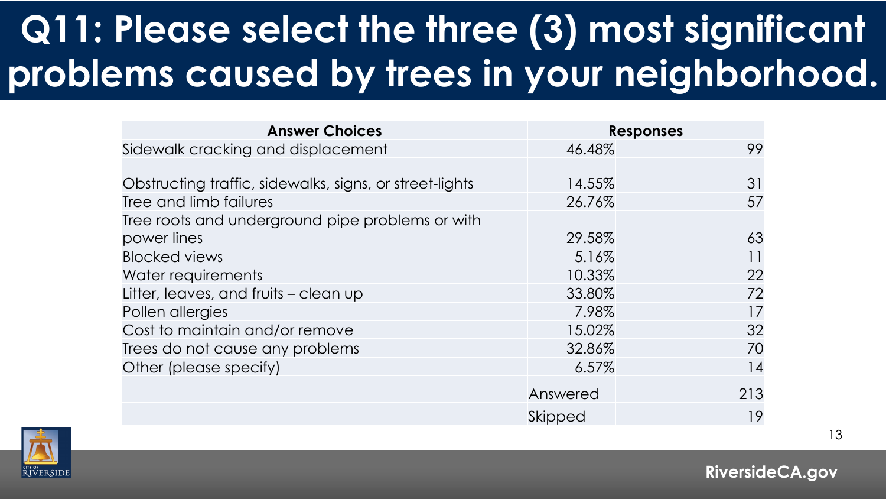# Q11: Please select the three (3) most significant problems caused by trees in your neighborhood.

| Answer Choices | Responses | |
|---|---|---|
| Sidewalk cracking and displacement | 46.48% | 99 |
| Obstructing traffic, sidewalks, signs, or street-lights | 14.55% | 31 |
| Tree and limb failures | 26.76% | 57 |
| Tree roots and underground pipe problems or with power lines | 29.58% | 63 |
| Blocked views | 5.16% | 11 |
| Water requirements | 10.33% | 22 |
| Litter, leaves, and fruits – clean up | 33.80% | 72 |
| Pollen allergies | 7.98% | 17 |
| Cost to maintain and/or remove | 15.02% | 32 |
| Trees do not cause any problems | 32.86% | 70 |
| Other (please specify) | 6.57% | 14 |
| | Answered | 213 |
| | Skipped | 19 |

RiversideCA.gov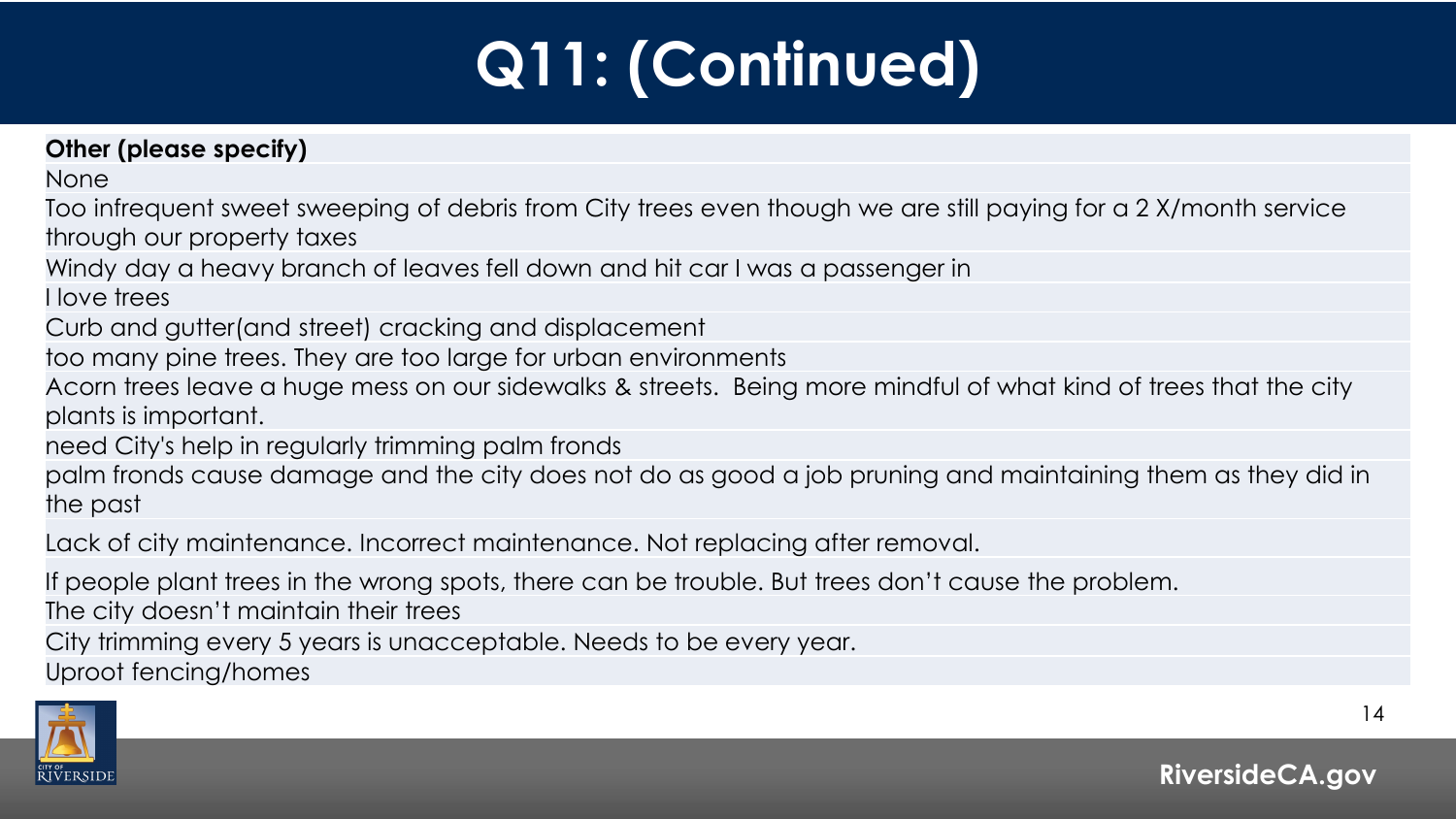# Q11: (Continued)

| Other (please specify) |
| --- |
| None |
| Too infrequent sweet sweeping of debris from City trees even though we are still paying for a 2 X/month service through our property taxes |
| Windy day a heavy branch of leaves fell down and hit car I was a passenger in |
| I love trees |
| Curb and gutter(and street) cracking and displacement |
| too many pine trees. They are too large for urban environments |
| Acorn trees leave a huge mess on our sidewalks & streets.  Being more mindful of what kind of trees that the city plants is important. |
| need City's help in regularly trimming palm fronds |
| palm fronds cause damage and the city does not do as good a job pruning and maintaining them as they did in the past |
| Lack of city maintenance. Incorrect maintenance. Not replacing after removal. |
| If people plant trees in the wrong spots, there can be trouble. But trees don't cause the problem. |
| The city doesn't maintain their trees |
| City trimming every 5 years is unacceptable. Needs to be every year. |
| Uproot fencing/homes |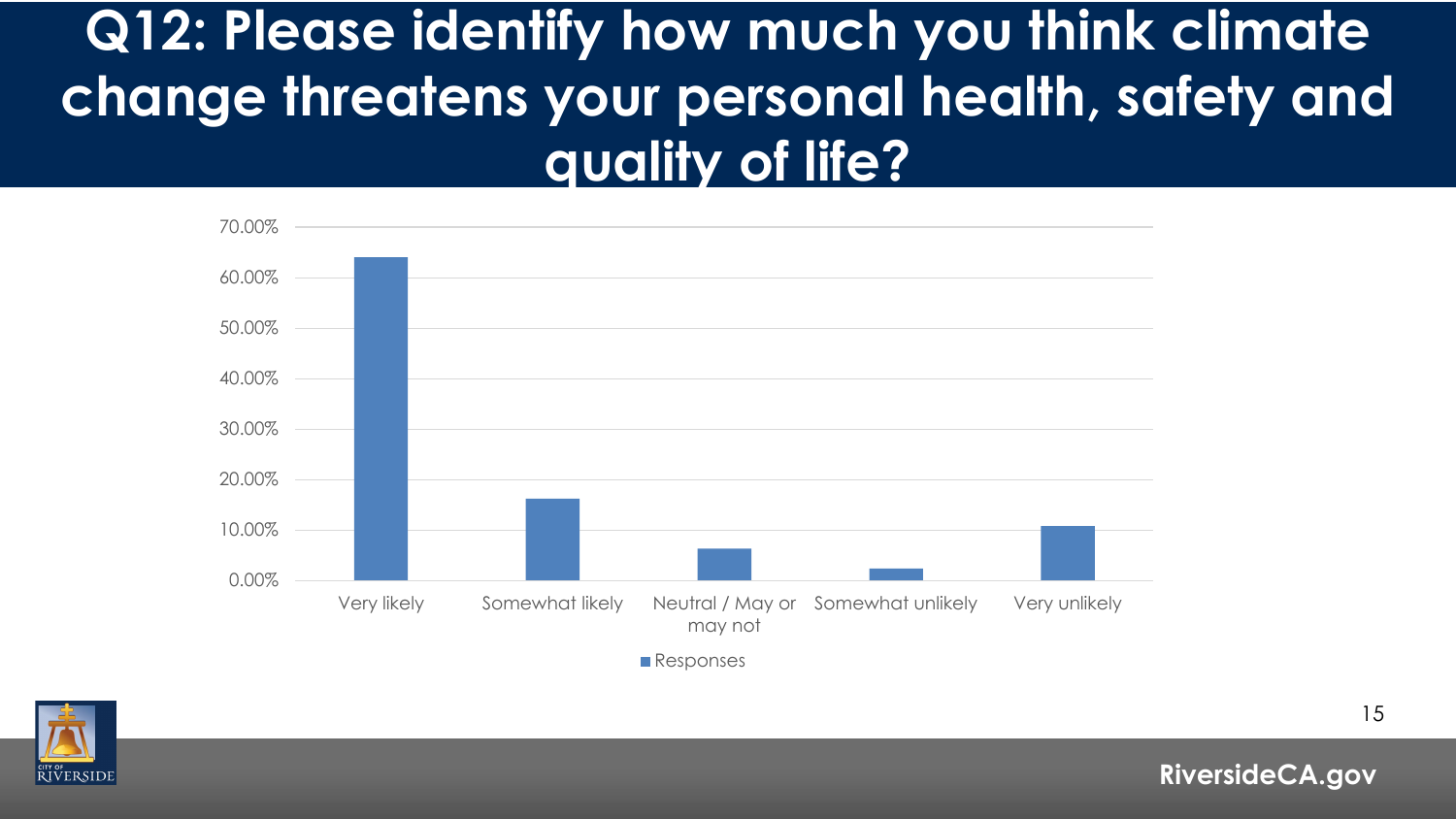# Q12: Please identify how much you think climate change threatens your personal health, safety and quality of life?

70.00%
60.00%
50.00%
40.00%
30.00%
20.00%
10.00%
0.00%

Very likely | Somewhat likely | Neutral / May or may not | Somewhat unlikely | Very unlikely

■ Responses

RiversideCA.gov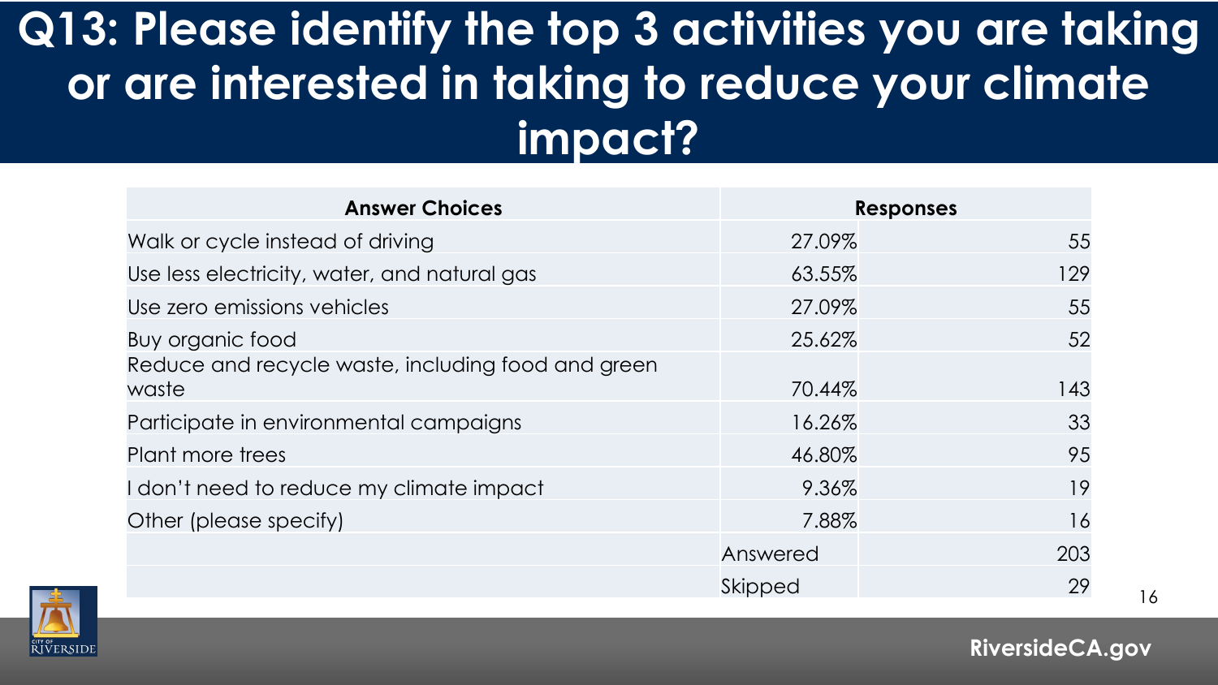# Q13: Please identify the top 3 activities you are taking or are interested in taking to reduce your climate impact?

| Answer Choices | Responses | |
|---|---|---|
| Walk or cycle instead of driving | 27.09% | 55 |
| Use less electricity, water, and natural gas | 63.55% | 129 |
| Use zero emissions vehicles | 27.09% | 55 |
| Buy organic food | 25.62% | 52 |
| Reduce and recycle waste, including food and green waste | 70.44% | 143 |
| Participate in environmental campaigns | 16.26% | 33 |
| Plant more trees | 46.80% | 95 |
| I don't need to reduce my climate impact | 9.36% | 19 |
| Other (please specify) | 7.88% | 16 |
| | Answered | 203 |
| | Skipped | 29 |

RiversideCA.gov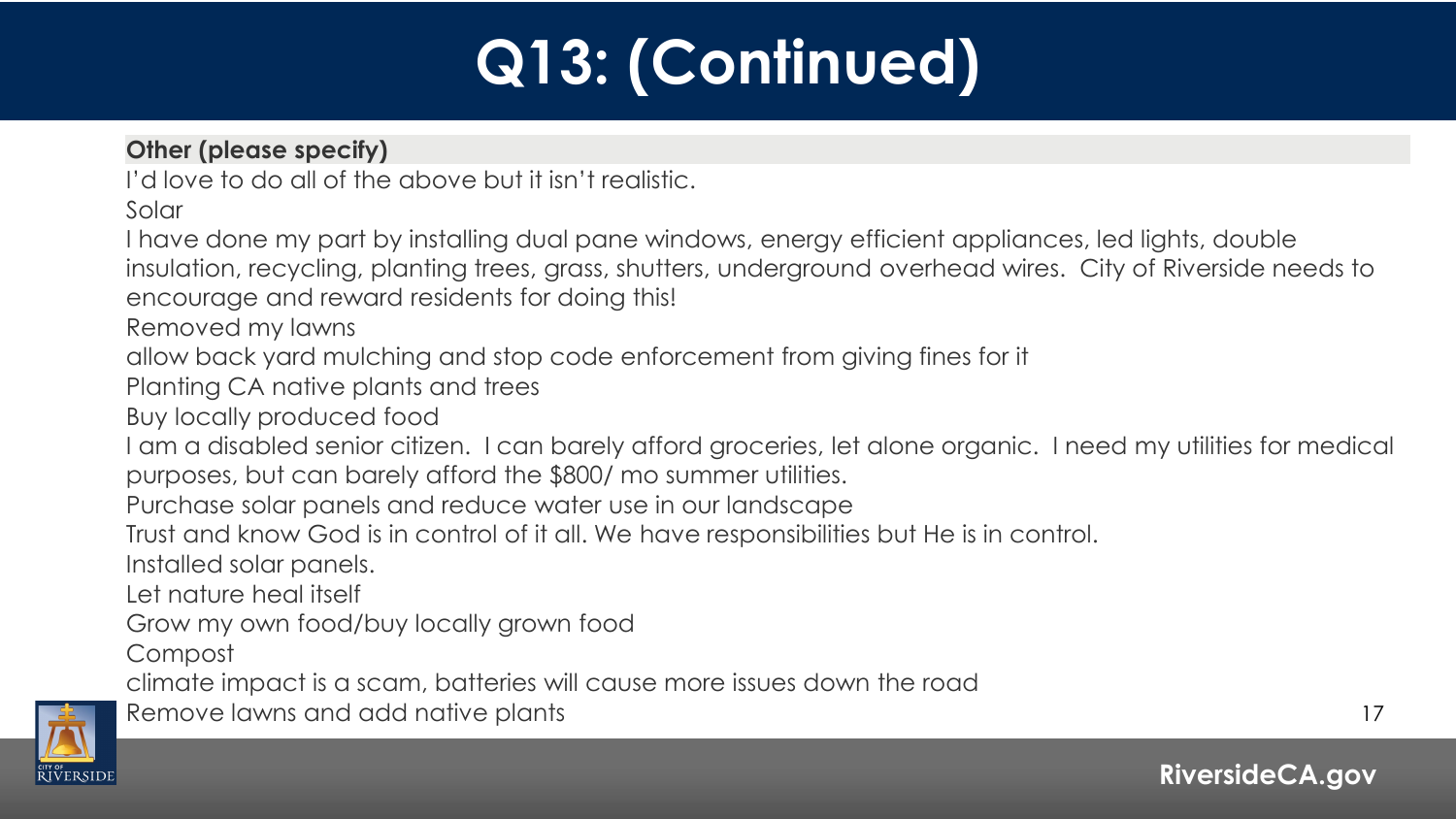# Q13: (Continued)

**Other (please specify)**

I'd love to do all of the above but it isn't realistic.

Solar

I have done my part by installing dual pane windows, energy efficient appliances, led lights, double insulation, recycling, planting trees, grass, shutters, underground overhead wires. City of Riverside needs to encourage and reward residents for doing this!

Removed my lawns

allow back yard mulching and stop code enforcement from giving fines for it

Planting CA native plants and trees

Buy locally produced food

I am a disabled senior citizen. I can barely afford groceries, let alone organic. I need my utilities for medical purposes, but can barely afford the $800/ mo summer utilities.

Purchase solar panels and reduce water use in our landscape

Trust and know God is in control of it all. We have responsibilities but He is in control.

Installed solar panels.

Let nature heal itself

Grow my own food/buy locally grown food

Compost

climate impact is a scam, batteries will cause more issues down the road

Remove lawns and add native plants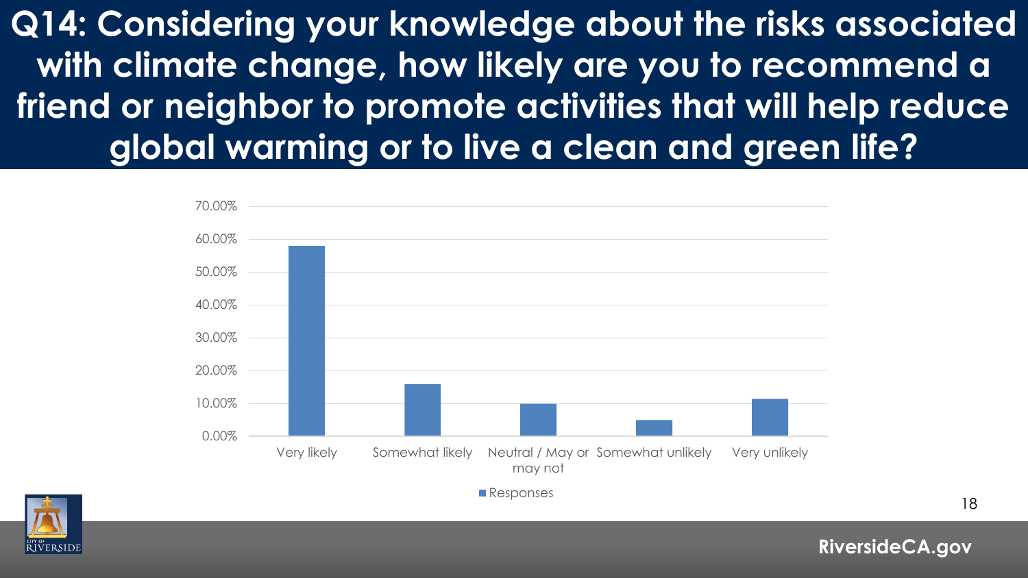# Q14: Considering your knowledge about the risks associated with climate change, how likely are you to recommend a friend or neighbor to promote activities that will help reduce global warming or to live a clean and green life?

70.00%
60.00%
50.00%
40.00%
30.00%
20.00%
10.00%
0.00%

Very likely | Somewhat likely | Neutral / May or may not | Somewhat unlikely | Very unlikely

■ Responses

RiversideCA.gov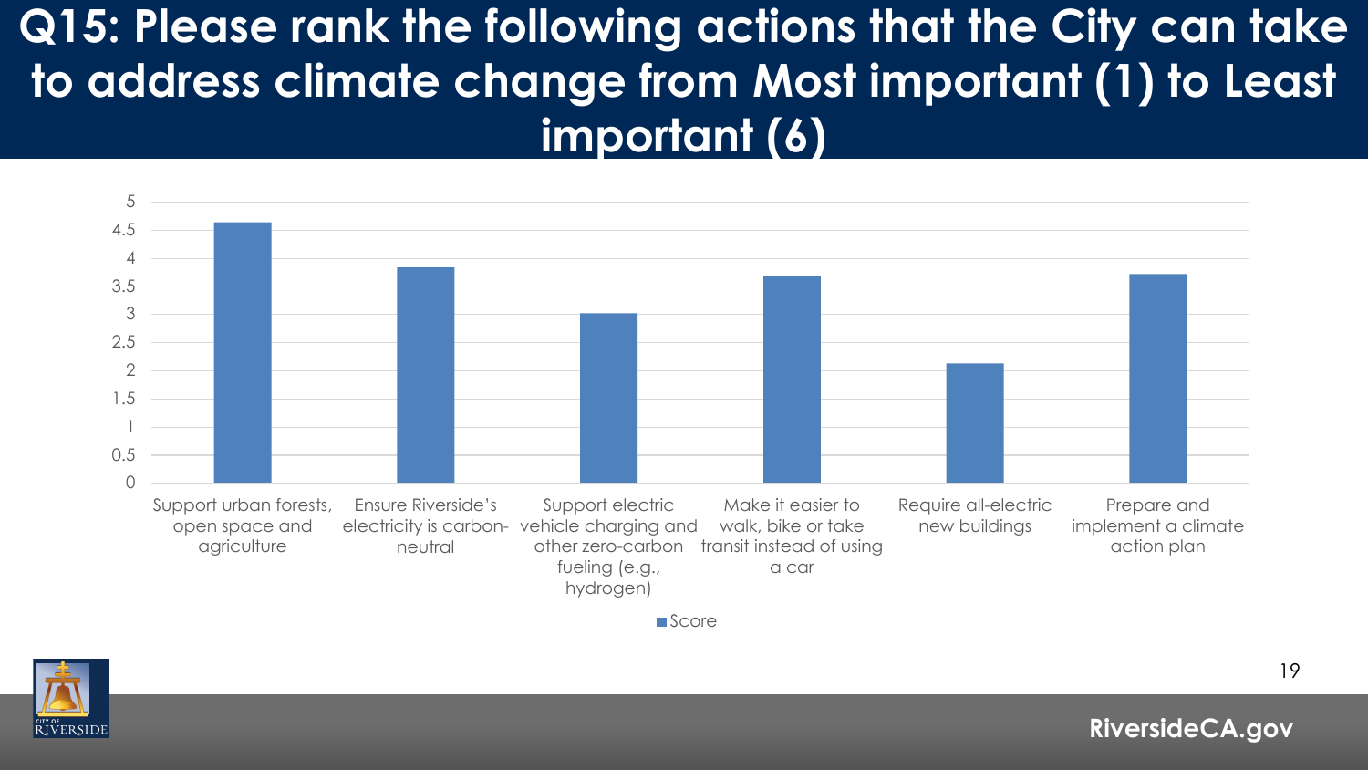# Q15: Please rank the following actions that the City can take to address climate change from Most important (1) to Least important (6)

| Action | Score |
|---|---|
| Support urban forests, open space and agriculture | 4.63 |
| Ensure Riverside's electricity is carbon-neutral | 3.83 |
| Support electric vehicle charging and other zero-carbon fueling (e.g., hydrogen) | 3.01 |
| Make it easier to walk, bike or take transit instead of using a car | 3.67 |
| Require all-electric new buildings | 2.12 |
| Prepare and implement a climate action plan | 3.71 |

RiversideCA.gov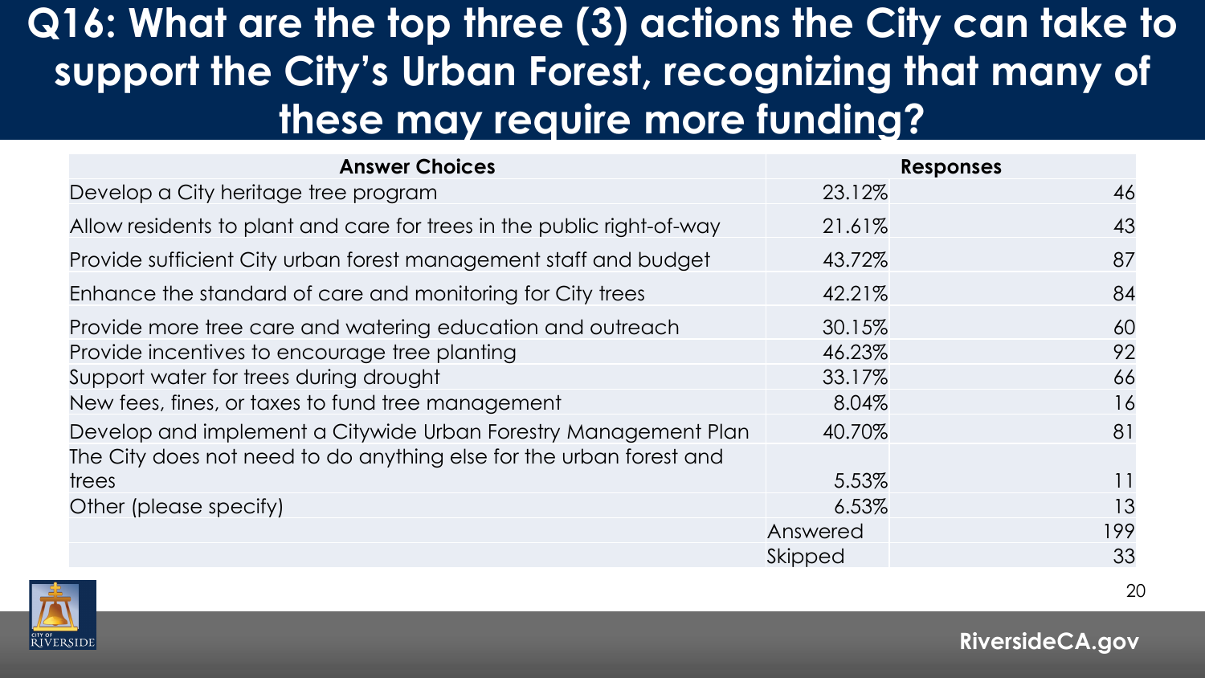# Q16: What are the top three (3) actions the City can take to support the City's Urban Forest, recognizing that many of these may require more funding?

| Answer Choices | Responses | |
|---|---|---|
| Develop a City heritage tree program | 23.12% | 46 |
| Allow residents to plant and care for trees in the public right-of-way | 21.61% | 43 |
| Provide sufficient City urban forest management staff and budget | 43.72% | 87 |
| Enhance the standard of care and monitoring for City trees | 42.21% | 84 |
| Provide more tree care and watering education and outreach | 30.15% | 60 |
| Provide incentives to encourage tree planting | 46.23% | 92 |
| Support water for trees during drought | 33.17% | 66 |
| New fees, fines, or taxes to fund tree management | 8.04% | 16 |
| Develop and implement a Citywide Urban Forestry Management Plan | 40.70% | 81 |
| The City does not need to do anything else for the urban forest and trees | 5.53% | 11 |
| Other (please specify) | 6.53% | 13 |
| | Answered | 199 |
| | Skipped | 33 |

RiversideCA.gov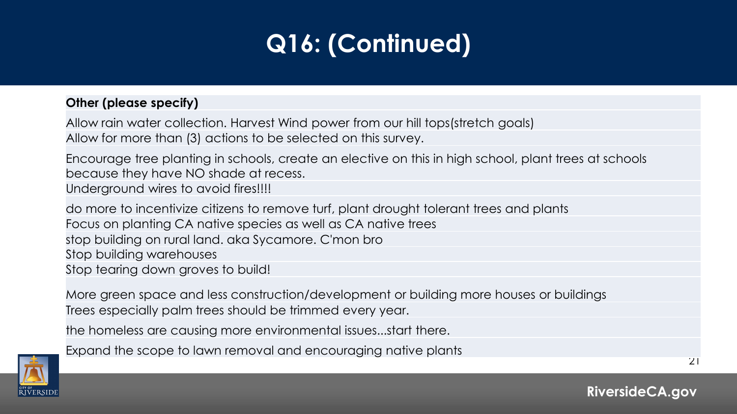# Q16: (Continued)

| Other (please specify) |
|---|
| Allow rain water collection. Harvest Wind power from our hill tops(stretch goals) |
| Allow for more than (3) actions to be selected on this survey. |
| Encourage tree planting in schools, create an elective on this in high school, plant trees at schools because they have NO shade at recess. |
| Underground wires to avoid fires!!!! |
| do more to incentivize citizens to remove turf, plant drought tolerant trees and plants |
| Focus on planting CA native species as well as CA native trees |
| stop building on rural land. aka Sycamore. C'mon bro |
| Stop building warehouses |
| Stop tearing down groves to build! |
| More green space and less construction/development or building more houses or buildings |
| Trees especially palm trees should be trimmed every year. |
| the homeless are causing more environmental issues...start there. |
| Expand the scope to lawn removal and encouraging native plants |